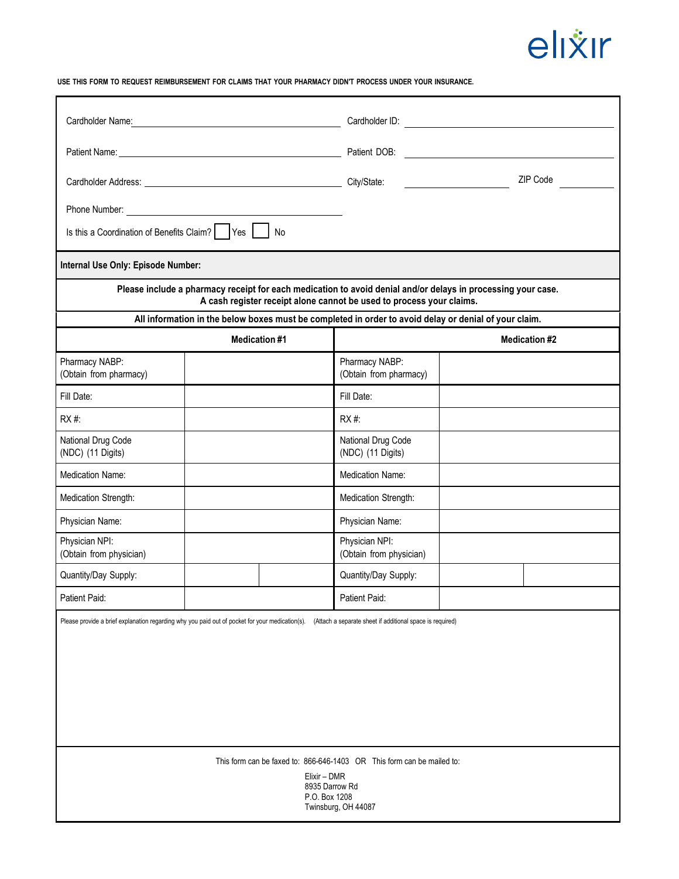elixir

**USE THIS FORM TO REQUEST REIMBURSEMENT FOR CLAIMS THAT YOUR PHARMACY DIDN'T PROCESS UNDER YOUR INSURANCE.**

Cardholder Name: ______________________ Cardholder ID: ______________________

Patient Name: ______________________ Patient DOB: ______________________

Cardholder Address: ______________________ City/State: ____________ ZIP Code ________

Phone Number: ______________________

Is this a Coordination of Benefits Claim? ☐ Yes ☐ No

**Internal Use Only: Episode Number:**

**Please include a pharmacy receipt for each medication to avoid denial and/or delays in processing your case. A cash register receipt alone cannot be used to process your claims.**

**All information in the below boxes must be completed in order to avoid delay or denial of your claim.**

| **Medication #1** | | | **Medication #2** | | |
|---|---|---|---|---|---|
| Pharmacy NABP: (Obtain from pharmacy) | | | Pharmacy NABP: (Obtain from pharmacy) | | |
| Fill Date: | | | Fill Date: | | |
| RX #: | | | RX #: | | |
| National Drug Code (NDC) (11 Digits) | | | National Drug Code (NDC) (11 Digits) | | |
| Medication Name: | | | Medication Name: | | |
| Medication Strength: | | | Medication Strength: | | |
| Physician Name: | | | Physician Name: | | |
| Physician NPI: (Obtain from physician) | | | Physician NPI: (Obtain from physician) | | |
| Quantity/Day Supply: | | | Quantity/Day Supply: | | |
| Patient Paid: | | | Patient Paid: | | |

Please provide a brief explanation regarding why you paid out of pocket for your medication(s). (Attach a separate sheet if additional space is required)

This form can be faxed to: 866-646-1403 OR This form can be mailed to:

Elixir – DMR
8935 Darrow Rd
P.O. Box 1208
Twinsburg, OH 44087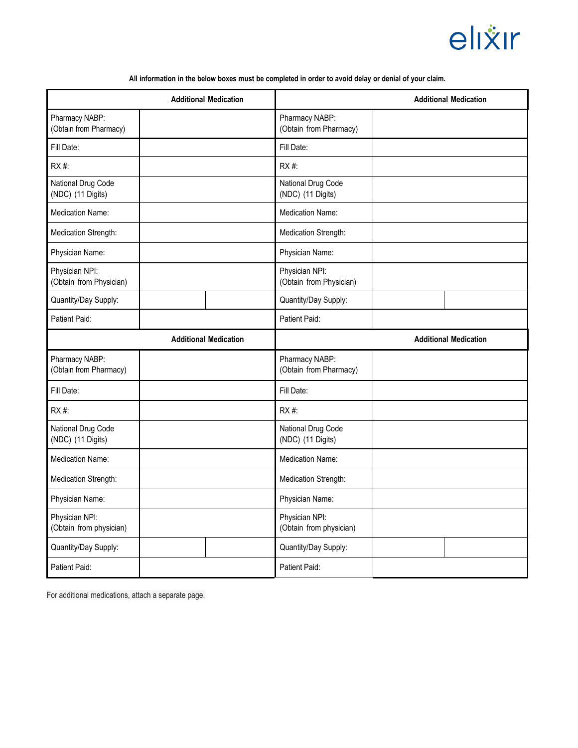elixir

**All information in the below boxes must be completed in order to avoid delay or denial of your claim.**

| **Additional Medication** | | | **Additional Medication** | | |
|---|---|---|---|---|---|
| Pharmacy NABP: (Obtain from Pharmacy) | | | Pharmacy NABP: (Obtain from Pharmacy) | | |
| Fill Date: | | | Fill Date: | | |
| RX #: | | | RX #: | | |
| National Drug Code (NDC) (11 Digits) | | | National Drug Code (NDC) (11 Digits) | | |
| Medication Name: | | | Medication Name: | | |
| Medication Strength: | | | Medication Strength: | | |
| Physician Name: | | | Physician Name: | | |
| Physician NPI: (Obtain from Physician) | | | Physician NPI: (Obtain from Physician) | | |
| Quantity/Day Supply: | | | Quantity/Day Supply: | | |
| Patient Paid: | | | Patient Paid: | | |
| **Additional Medication** | | | **Additional Medication** | | |
| Pharmacy NABP: (Obtain from Pharmacy) | | | Pharmacy NABP: (Obtain from Pharmacy) | | |
| Fill Date: | | | Fill Date: | | |
| RX #: | | | RX #: | | |
| National Drug Code (NDC) (11 Digits) | | | National Drug Code (NDC) (11 Digits) | | |
| Medication Name: | | | Medication Name: | | |
| Medication Strength: | | | Medication Strength: | | |
| Physician Name: | | | Physician Name: | | |
| Physician NPI: (Obtain from physician) | | | Physician NPI: (Obtain from physician) | | |
| Quantity/Day Supply: | | | Quantity/Day Supply: | | |
| Patient Paid: | | | Patient Paid: | | |

For additional medications, attach a separate page.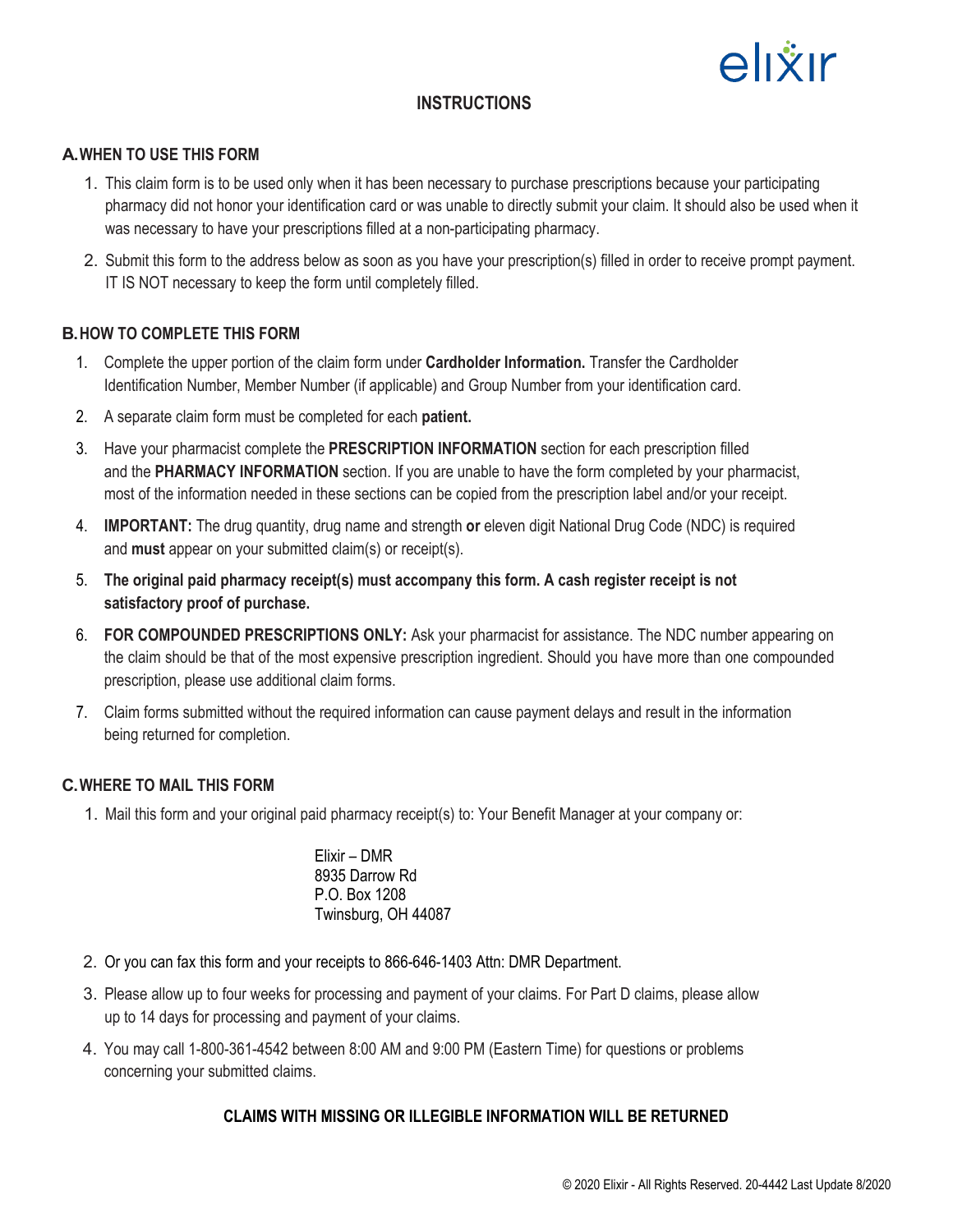elixir

# INSTRUCTIONS

## A. WHEN TO USE THIS FORM

1. This claim form is to be used only when it has been necessary to purchase prescriptions because your participating pharmacy did not honor your identification card or was unable to directly submit your claim. It should also be used when it was necessary to have your prescriptions filled at a non-participating pharmacy.
2. Submit this form to the address below as soon as you have your prescription(s) filled in order to receive prompt payment. IT IS NOT necessary to keep the form until completely filled.

## B. HOW TO COMPLETE THIS FORM

1. Complete the upper portion of the claim form under **Cardholder Information.** Transfer the Cardholder Identification Number, Member Number (if applicable) and Group Number from your identification card.
2. A separate claim form must be completed for each **patient.**
3. Have your pharmacist complete the **PRESCRIPTION INFORMATION** section for each prescription filled and the **PHARMACY INFORMATION** section. If you are unable to have the form completed by your pharmacist, most of the information needed in these sections can be copied from the prescription label and/or your receipt.
4. **IMPORTANT:** The drug quantity, drug name and strength **or** eleven digit National Drug Code (NDC) is required and **must** appear on your submitted claim(s) or receipt(s).
5. **The original paid pharmacy receipt(s) must accompany this form. A cash register receipt is not satisfactory proof of purchase.**
6. **FOR COMPOUNDED PRESCRIPTIONS ONLY:** Ask your pharmacist for assistance. The NDC number appearing on the claim should be that of the most expensive prescription ingredient. Should you have more than one compounded prescription, please use additional claim forms.
7. Claim forms submitted without the required information can cause payment delays and result in the information being returned for completion.

## C. WHERE TO MAIL THIS FORM

1. Mail this form and your original paid pharmacy receipt(s) to: Your Benefit Manager at your company or:

   Elixir – DMR
   8935 Darrow Rd
   P.O. Box 1208
   Twinsburg, OH 44087

2. Or you can fax this form and your receipts to 866-646-1403 Attn: DMR Department.
3. Please allow up to four weeks for processing and payment of your claims. For Part D claims, please allow up to 14 days for processing and payment of your claims.
4. You may call 1-800-361-4542 between 8:00 AM and 9:00 PM (Eastern Time) for questions or problems concerning your submitted claims.

**CLAIMS WITH MISSING OR ILLEGIBLE INFORMATION WILL BE RETURNED**

© 2020 Elixir - All Rights Reserved. 20-4442 Last Update 8/2020